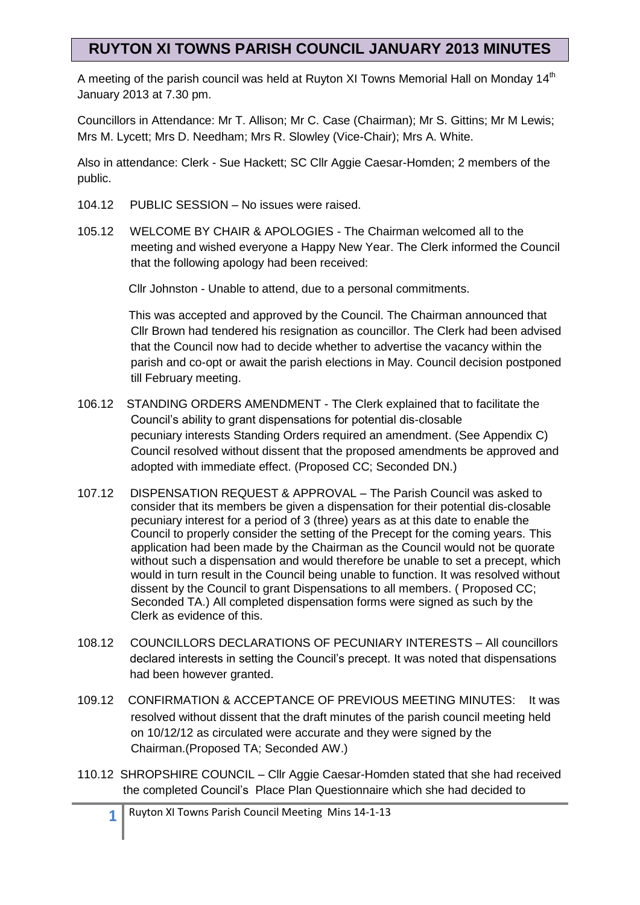# RUYTON XI TOWNS PARISH COUNCIL JANUARY 2013 MINUTES

A meeting of the parish council was held at Ruyton XI Towns Memorial Hall on Monday 14th January 2013 at 7.30 pm.

Councillors in Attendance: Mr T. Allison; Mr C. Case (Chairman); Mr S. Gittins; Mr M Lewis; Mrs M. Lycett; Mrs D. Needham; Mrs R. Slowley (Vice-Chair); Mrs A. White.

Also in attendance: Clerk - Sue Hackett; SC Cllr Aggie Caesar-Homden; 2 members of the public.

104.12 PUBLIC SESSION – No issues were raised.

105.12 WELCOME BY CHAIR & APOLOGIES - The Chairman welcomed all to the meeting and wished everyone a Happy New Year. The Clerk informed the Council that the following apology had been received:

Cllr Johnston - Unable to attend, due to a personal commitments.

This was accepted and approved by the Council. The Chairman announced that Cllr Brown had tendered his resignation as councillor. The Clerk had been advised that the Council now had to decide whether to advertise the vacancy within the parish and co-opt or await the parish elections in May. Council decision postponed till February meeting.

106.12 STANDING ORDERS AMENDMENT - The Clerk explained that to facilitate the Council's ability to grant dispensations for potential dis-closable pecuniary interests Standing Orders required an amendment. (See Appendix C) Council resolved without dissent that the proposed amendments be approved and adopted with immediate effect. (Proposed CC; Seconded DN.)

107.12 DISPENSATION REQUEST & APPROVAL – The Parish Council was asked to consider that its members be given a dispensation for their potential dis-closable pecuniary interest for a period of 3 (three) years as at this date to enable the Council to properly consider the setting of the Precept for the coming years. This application had been made by the Chairman as the Council would not be quorate without such a dispensation and would therefore be unable to set a precept, which would in turn result in the Council being unable to function. It was resolved without dissent by the Council to grant Dispensations to all members. ( Proposed CC; Seconded TA.) All completed dispensation forms were signed as such by the Clerk as evidence of this.

108.12 COUNCILLORS DECLARATIONS OF PECUNIARY INTERESTS – All councillors declared interests in setting the Council's precept. It was noted that dispensations had been however granted.

109.12 CONFIRMATION & ACCEPTANCE OF PREVIOUS MEETING MINUTES: It was resolved without dissent that the draft minutes of the parish council meeting held on 10/12/12 as circulated were accurate and they were signed by the Chairman.(Proposed TA; Seconded AW.)

110.12 SHROPSHIRE COUNCIL – Cllr Aggie Caesar-Homden stated that she had received the completed Council's Place Plan Questionnaire which she had decided to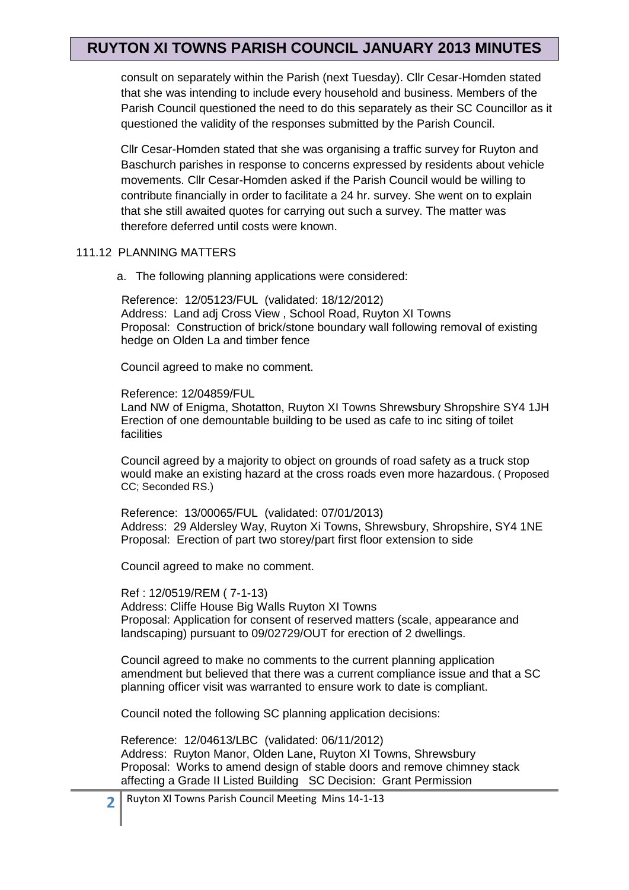consult on separately within the Parish (next Tuesday). Cllr Cesar-Homden stated that she was intending to include every household and business. Members of the Parish Council questioned the need to do this separately as their SC Councillor as it questioned the validity of the responses submitted by the Parish Council.

Cllr Cesar-Homden stated that she was organising a traffic survey for Ruyton and Baschurch parishes in response to concerns expressed by residents about vehicle movements. Cllr Cesar-Homden asked if the Parish Council would be willing to contribute financially in order to facilitate a 24 hr. survey. She went on to explain that she still awaited quotes for carrying out such a survey. The matter was therefore deferred until costs were known.

111.12 PLANNING MATTERS

a. The following planning applications were considered:

Reference: 12/05123/FUL (validated: 18/12/2012)
Address: Land adj Cross View , School Road, Ruyton XI Towns
Proposal: Construction of brick/stone boundary wall following removal of existing hedge on Olden La and timber fence

Council agreed to make no comment.

Reference: 12/04859/FUL
Land NW of Enigma, Shotatton, Ruyton XI Towns Shrewsbury Shropshire SY4 1JH
Erection of one demountable building to be used as cafe to inc siting of toilet facilities

Council agreed by a majority to object on grounds of road safety as a truck stop would make an existing hazard at the cross roads even more hazardous. ( Proposed CC; Seconded RS.)

Reference: 13/00065/FUL (validated: 07/01/2013)
Address: 29 Aldersley Way, Ruyton Xi Towns, Shrewsbury, Shropshire, SY4 1NE
Proposal: Erection of part two storey/part first floor extension to side

Council agreed to make no comment.

Ref : 12/0519/REM ( 7-1-13)
Address: Cliffe House Big Walls Ruyton XI Towns
Proposal: Application for consent of reserved matters (scale, appearance and landscaping) pursuant to 09/02729/OUT for erection of 2 dwellings.

Council agreed to make no comments to the current planning application amendment but believed that there was a current compliance issue and that a SC planning officer visit was warranted to ensure work to date is compliant.

Council noted the following SC planning application decisions:

Reference: 12/04613/LBC (validated: 06/11/2012)
Address: Ruyton Manor, Olden Lane, Ruyton XI Towns, Shrewsbury
Proposal: Works to amend design of stable doors and remove chimney stack affecting a Grade II Listed Building SC Decision: Grant Permission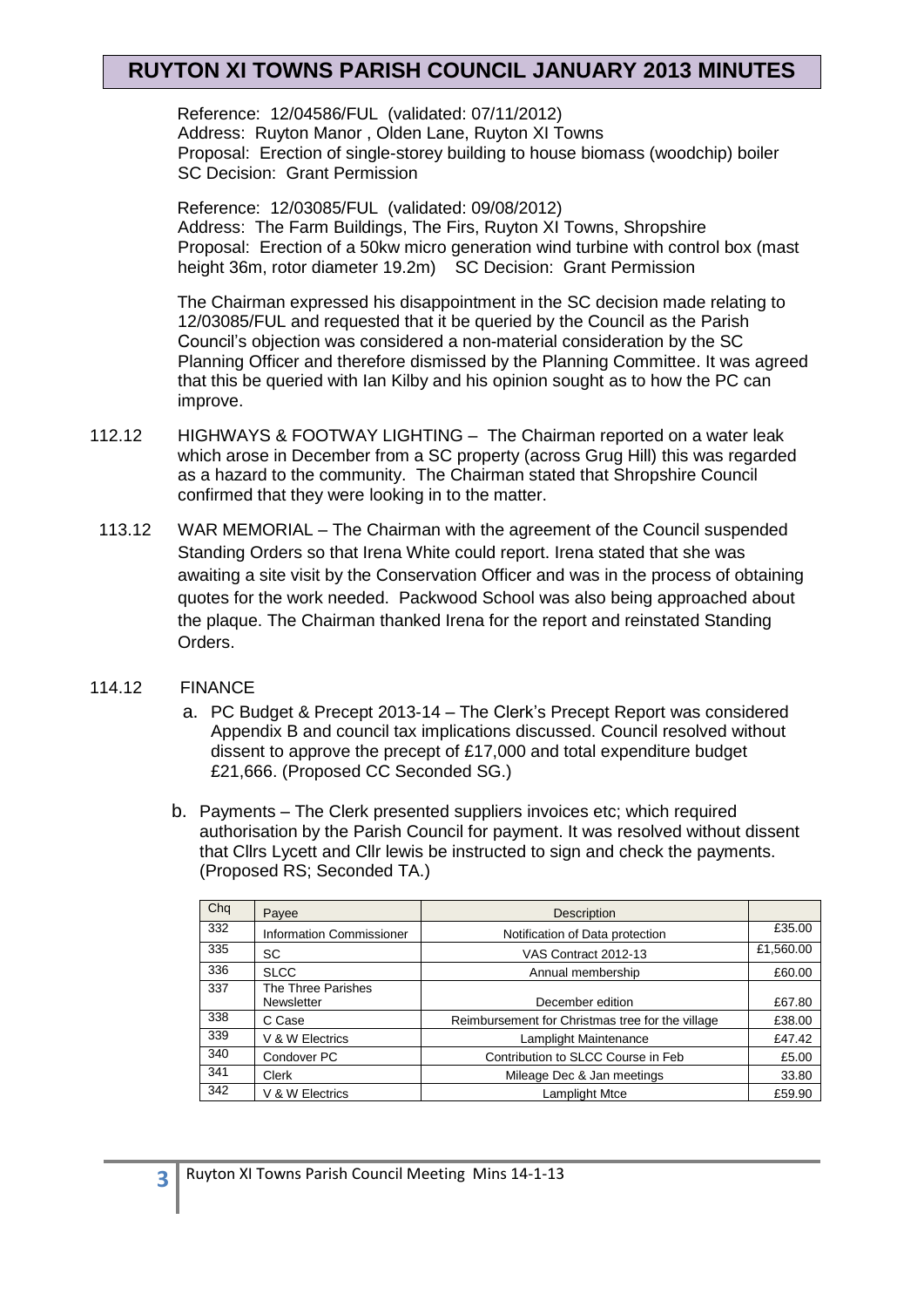# RUYTON XI TOWNS PARISH COUNCIL JANUARY 2013 MINUTES

Reference: 12/04586/FUL (validated: 07/11/2012)
Address: Ruyton Manor , Olden Lane, Ruyton XI Towns
Proposal: Erection of single-storey building to house biomass (woodchip) boiler
SC Decision: Grant Permission

Reference: 12/03085/FUL (validated: 09/08/2012)
Address: The Farm Buildings, The Firs, Ruyton XI Towns, Shropshire
Proposal: Erection of a 50kw micro generation wind turbine with control box (mast height 36m, rotor diameter 19.2m) SC Decision: Grant Permission

The Chairman expressed his disappointment in the SC decision made relating to 12/03085/FUL and requested that it be queried by the Council as the Parish Council's objection was considered a non-material consideration by the SC Planning Officer and therefore dismissed by the Planning Committee. It was agreed that this be queried with Ian Kilby and his opinion sought as to how the PC can improve.

112.12 HIGHWAYS & FOOTWAY LIGHTING – The Chairman reported on a water leak which arose in December from a SC property (across Grug Hill) this was regarded as a hazard to the community. The Chairman stated that Shropshire Council confirmed that they were looking in to the matter.

113.12 WAR MEMORIAL – The Chairman with the agreement of the Council suspended Standing Orders so that Irena White could report. Irena stated that she was awaiting a site visit by the Conservation Officer and was in the process of obtaining quotes for the work needed. Packwood School was also being approached about the plaque. The Chairman thanked Irena for the report and reinstated Standing Orders.

114.12 FINANCE

a. PC Budget & Precept 2013-14 – The Clerk's Precept Report was considered Appendix B and council tax implications discussed. Council resolved without dissent to approve the precept of £17,000 and total expenditure budget £21,666. (Proposed CC Seconded SG.)

b. Payments – The Clerk presented suppliers invoices etc; which required authorisation by the Parish Council for payment. It was resolved without dissent that Cllrs Lycett and Cllr lewis be instructed to sign and check the payments. (Proposed RS; Seconded TA.)

| Chq | Payee | Description | |
|---|---|---|---|
| 332 | Information Commissioner | Notification of Data protection | £35.00 |
| 335 | SC | VAS Contract 2012-13 | £1,560.00 |
| 336 | SLCC | Annual membership | £60.00 |
| 337 | The Three Parishes Newsletter | December edition | £67.80 |
| 338 | C Case | Reimbursement for Christmas tree for the village | £38.00 |
| 339 | V & W Electrics | Lamplight Maintenance | £47.42 |
| 340 | Condover PC | Contribution to SLCC Course in Feb | £5.00 |
| 341 | Clerk | Mileage Dec & Jan meetings | 33.80 |
| 342 | V & W Electrics | Lamplight Mtce | £59.90 |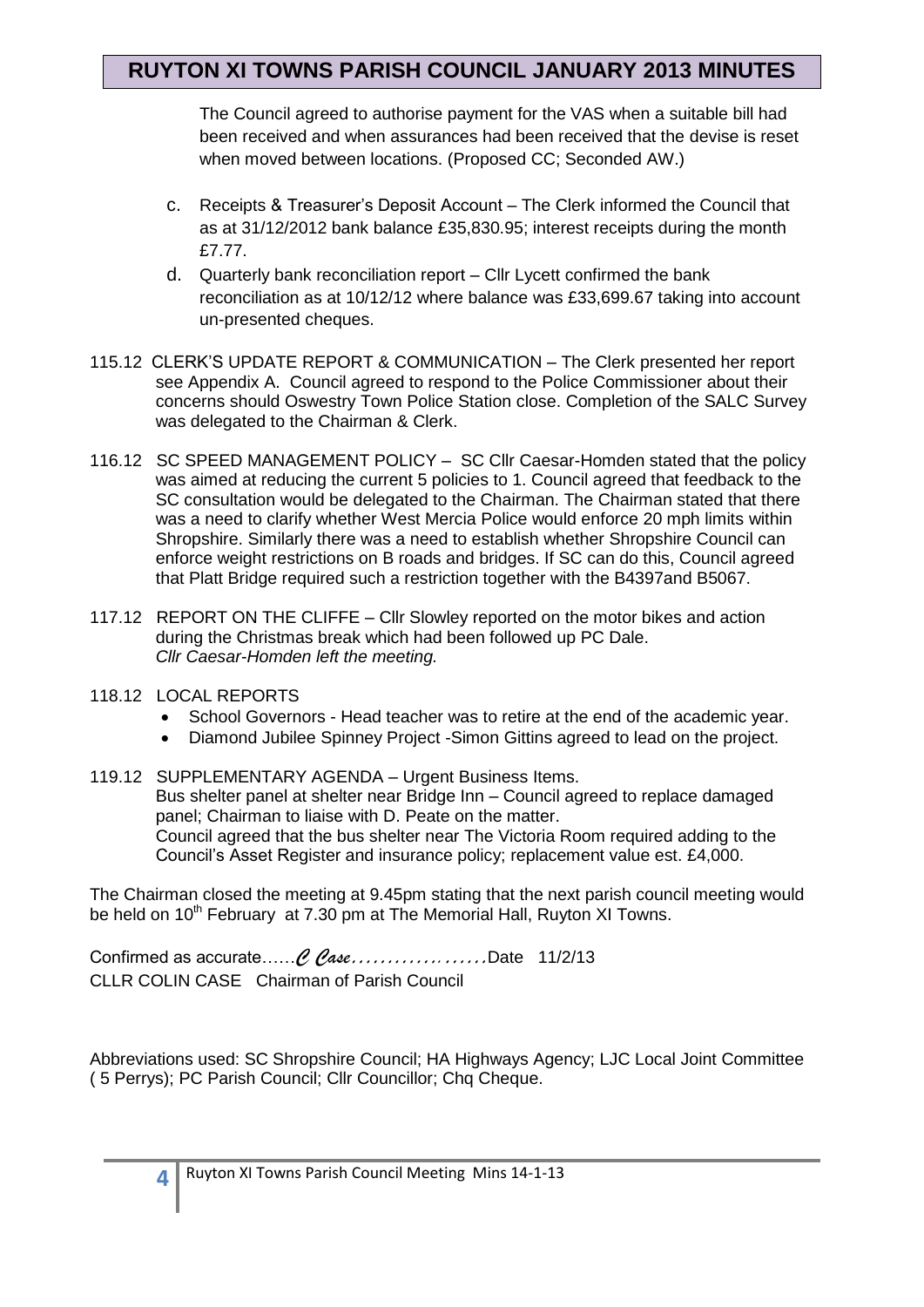The Council agreed to authorise payment for the VAS when a suitable bill had been received and when assurances had been received that the devise is reset when moved between locations. (Proposed CC; Seconded AW.)

c. Receipts & Treasurer's Deposit Account – The Clerk informed the Council that as at 31/12/2012 bank balance £35,830.95; interest receipts during the month £7.77.

d. Quarterly bank reconciliation report – Cllr Lycett confirmed the bank reconciliation as at 10/12/12 where balance was £33,699.67 taking into account un-presented cheques.

115.12 CLERK'S UPDATE REPORT & COMMUNICATION – The Clerk presented her report see Appendix A. Council agreed to respond to the Police Commissioner about their concerns should Oswestry Town Police Station close. Completion of the SALC Survey was delegated to the Chairman & Clerk.

116.12 SC SPEED MANAGEMENT POLICY – SC Cllr Caesar-Homden stated that the policy was aimed at reducing the current 5 policies to 1. Council agreed that feedback to the SC consultation would be delegated to the Chairman. The Chairman stated that there was a need to clarify whether West Mercia Police would enforce 20 mph limits within Shropshire. Similarly there was a need to establish whether Shropshire Council can enforce weight restrictions on B roads and bridges. If SC can do this, Council agreed that Platt Bridge required such a restriction together with the B4397and B5067.

117.12 REPORT ON THE CLIFFE – Cllr Slowley reported on the motor bikes and action during the Christmas break which had been followed up PC Dale.
*Cllr Caesar-Homden left the meeting.*

118.12 LOCAL REPORTS

- School Governors - Head teacher was to retire at the end of the academic year.
- Diamond Jubilee Spinney Project -Simon Gittins agreed to lead on the project.

119.12 SUPPLEMENTARY AGENDA – Urgent Business Items.
Bus shelter panel at shelter near Bridge Inn – Council agreed to replace damaged panel; Chairman to liaise with D. Peate on the matter.
Council agreed that the bus shelter near The Victoria Room required adding to the Council's Asset Register and insurance policy; replacement value est. £4,000.

The Chairman closed the meeting at 9.45pm stating that the next parish council meeting would be held on 10th February at 7.30 pm at The Memorial Hall, Ruyton XI Towns.

Confirmed as accurate……*C Case*…………………Date 11/2/13
CLLR COLIN CASE Chairman of Parish Council

Abbreviations used: SC Shropshire Council; HA Highways Agency; LJC Local Joint Committee ( 5 Perrys); PC Parish Council; Cllr Councillor; Chq Cheque.